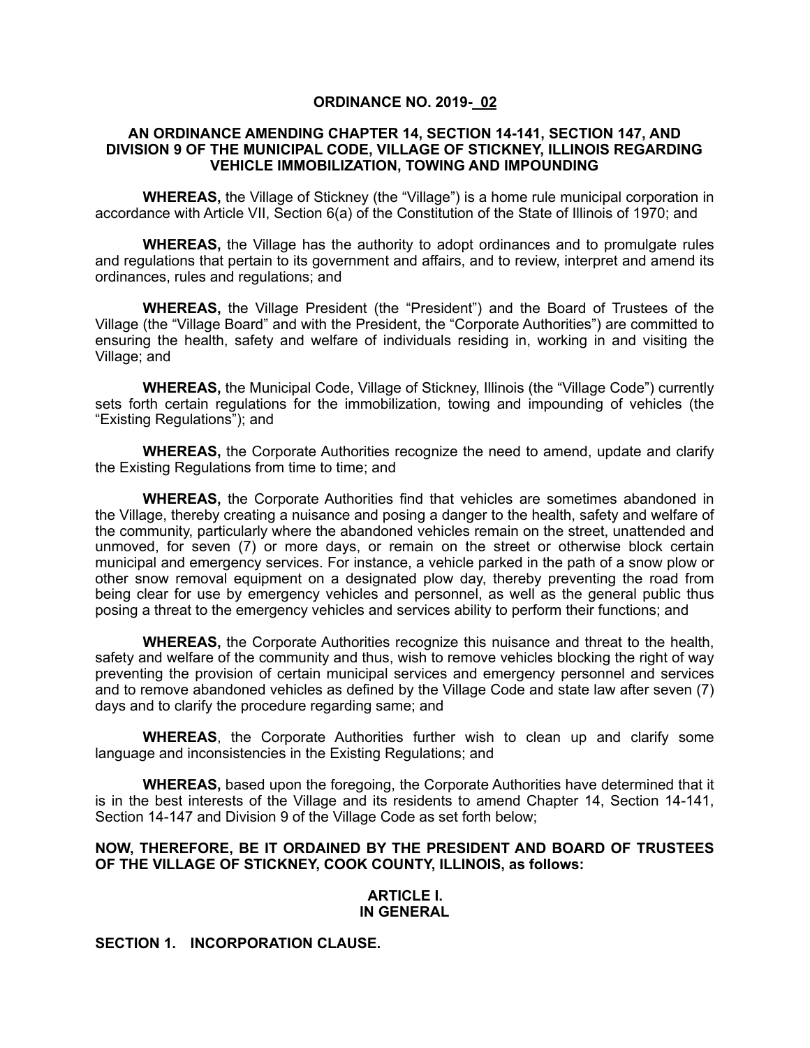**ORDINANCE NO. 2019-02**

**AN ORDINANCE AMENDING CHAPTER 14, SECTION 14-141, SECTION 147, AND DIVISION 9 OF THE MUNICIPAL CODE, VILLAGE OF STICKNEY, ILLINOIS REGARDING VEHICLE IMMOBILIZATION, TOWING AND IMPOUNDING**

**WHEREAS,** the Village of Stickney (the "Village") is a home rule municipal corporation in accordance with Article VII, Section 6(a) of the Constitution of the State of Illinois of 1970; and

**WHEREAS,** the Village has the authority to adopt ordinances and to promulgate rules and regulations that pertain to its government and affairs, and to review, interpret and amend its ordinances, rules and regulations; and

**WHEREAS,** the Village President (the "President") and the Board of Trustees of the Village (the "Village Board" and with the President, the "Corporate Authorities") are committed to ensuring the health, safety and welfare of individuals residing in, working in and visiting the Village; and

**WHEREAS,** the Municipal Code, Village of Stickney, Illinois (the "Village Code") currently sets forth certain regulations for the immobilization, towing and impounding of vehicles (the "Existing Regulations"); and

**WHEREAS,** the Corporate Authorities recognize the need to amend, update and clarify the Existing Regulations from time to time; and

**WHEREAS,** the Corporate Authorities find that vehicles are sometimes abandoned in the Village, thereby creating a nuisance and posing a danger to the health, safety and welfare of the community, particularly where the abandoned vehicles remain on the street, unattended and unmoved, for seven (7) or more days, or remain on the street or otherwise block certain municipal and emergency services. For instance, a vehicle parked in the path of a snow plow or other snow removal equipment on a designated plow day, thereby preventing the road from being clear for use by emergency vehicles and personnel, as well as the general public thus posing a threat to the emergency vehicles and services ability to perform their functions; and

**WHEREAS,** the Corporate Authorities recognize this nuisance and threat to the health, safety and welfare of the community and thus, wish to remove vehicles blocking the right of way preventing the provision of certain municipal services and emergency personnel and services and to remove abandoned vehicles as defined by the Village Code and state law after seven (7) days and to clarify the procedure regarding same; and

**WHEREAS**, the Corporate Authorities further wish to clean up and clarify some language and inconsistencies in the Existing Regulations; and

**WHEREAS,** based upon the foregoing, the Corporate Authorities have determined that it is in the best interests of the Village and its residents to amend Chapter 14, Section 14-141, Section 14-147 and Division 9 of the Village Code as set forth below;

**NOW, THEREFORE, BE IT ORDAINED BY THE PRESIDENT AND BOARD OF TRUSTEES OF THE VILLAGE OF STICKNEY, COOK COUNTY, ILLINOIS, as follows:**

## ARTICLE I. IN GENERAL

### SECTION 1. INCORPORATION CLAUSE.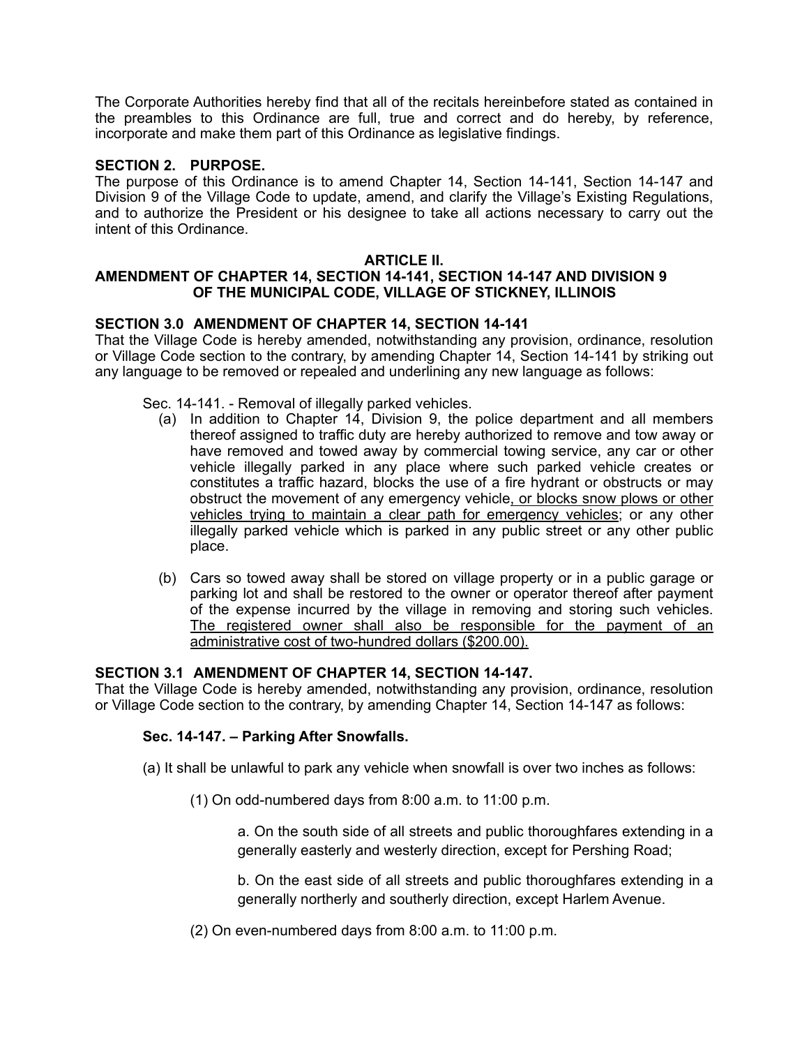The Corporate Authorities hereby find that all of the recitals hereinbefore stated as contained in the preambles to this Ordinance are full, true and correct and do hereby, by reference, incorporate and make them part of this Ordinance as legislative findings.

**SECTION 2. PURPOSE.**
The purpose of this Ordinance is to amend Chapter 14, Section 14-141, Section 14-147 and Division 9 of the Village Code to update, amend, and clarify the Village's Existing Regulations, and to authorize the President or his designee to take all actions necessary to carry out the intent of this Ordinance.

**ARTICLE II.**
**AMENDMENT OF CHAPTER 14, SECTION 14-141, SECTION 14-147 AND DIVISION 9 OF THE MUNICIPAL CODE, VILLAGE OF STICKNEY, ILLINOIS**

**SECTION 3.0 AMENDMENT OF CHAPTER 14, SECTION 14-141**
That the Village Code is hereby amended, notwithstanding any provision, ordinance, resolution or Village Code section to the contrary, by amending Chapter 14, Section 14-141 by striking out any language to be removed or repealed and underlining any new language as follows:

Sec. 14-141. - Removal of illegally parked vehicles.

(a) In addition to Chapter 14, Division 9, the police department and all members thereof assigned to traffic duty are hereby authorized to remove and tow away or have removed and towed away by commercial towing service, any car or other vehicle illegally parked in any place where such parked vehicle creates or constitutes a traffic hazard, blocks the use of a fire hydrant or obstructs or may obstruct the movement of any emergency vehicle<u>, or blocks snow plows or other vehicles trying to maintain a clear path for emergency vehicles</u>; or any other illegally parked vehicle which is parked in any public street or any other public place.

(b) Cars so towed away shall be stored on village property or in a public garage or parking lot and shall be restored to the owner or operator thereof after payment of the expense incurred by the village in removing and storing such vehicles. <u>The registered owner shall also be responsible for the payment of an administrative cost of two-hundred dollars ($200.00).</u>

**SECTION 3.1 AMENDMENT OF CHAPTER 14, SECTION 14-147.**
That the Village Code is hereby amended, notwithstanding any provision, ordinance, resolution or Village Code section to the contrary, by amending Chapter 14, Section 14-147 as follows:

**Sec. 14-147. – Parking After Snowfalls.**

(a) It shall be unlawful to park any vehicle when snowfall is over two inches as follows:

(1) On odd-numbered days from 8:00 a.m. to 11:00 p.m.

a. On the south side of all streets and public thoroughfares extending in a generally easterly and westerly direction, except for Pershing Road;

b. On the east side of all streets and public thoroughfares extending in a generally northerly and southerly direction, except Harlem Avenue.

(2) On even-numbered days from 8:00 a.m. to 11:00 p.m.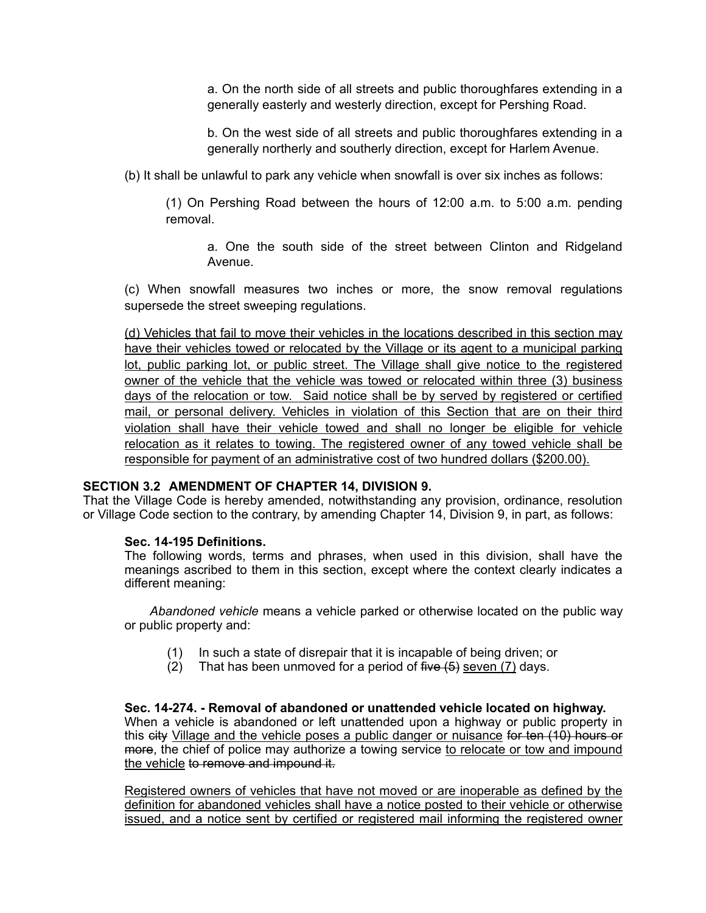a. On the north side of all streets and public thoroughfares extending in a generally easterly and westerly direction, except for Pershing Road.

b. On the west side of all streets and public thoroughfares extending in a generally northerly and southerly direction, except for Harlem Avenue.

(b) It shall be unlawful to park any vehicle when snowfall is over six inches as follows:

(1) On Pershing Road between the hours of 12:00 a.m. to 5:00 a.m. pending removal.

a. One the south side of the street between Clinton and Ridgeland Avenue.

(c) When snowfall measures two inches or more, the snow removal regulations supersede the street sweeping regulations.

<u>(d) Vehicles that fail to move their vehicles in the locations described in this section may have their vehicles towed or relocated by the Village or its agent to a municipal parking lot, public parking lot, or public street. The Village shall give notice to the registered owner of the vehicle that the vehicle was towed or relocated within three (3) business days of the relocation or tow. Said notice shall be by served by registered or certified mail, or personal delivery. Vehicles in violation of this Section that are on their third violation shall have their vehicle towed and shall no longer be eligible for vehicle relocation as it relates to towing. The registered owner of any towed vehicle shall be responsible for payment of an administrative cost of two hundred dollars ($200.00).</u>

**SECTION 3.2 AMENDMENT OF CHAPTER 14, DIVISION 9.**

That the Village Code is hereby amended, notwithstanding any provision, ordinance, resolution or Village Code section to the contrary, by amending Chapter 14, Division 9, in part, as follows:

**Sec. 14-195 Definitions.**

The following words, terms and phrases, when used in this division, shall have the meanings ascribed to them in this section, except where the context clearly indicates a different meaning:

*Abandoned vehicle* means a vehicle parked or otherwise located on the public way or public property and:

(1) In such a state of disrepair that it is incapable of being driven; or
(2) That has been unmoved for a period of ~~five (5)~~ <u>seven (7)</u> days.

**Sec. 14-274. - Removal of abandoned or unattended vehicle located on highway.**

When a vehicle is abandoned or left unattended upon a highway or public property in this ~~city~~ <u>Village and the vehicle poses a public danger or nuisance</u> ~~for ten (10) hours or more~~, the chief of police may authorize a towing service <u>to relocate or tow and impound the vehicle</u> ~~to remove and impound it.~~

<u>Registered owners of vehicles that have not moved or are inoperable as defined by the definition for abandoned vehicles shall have a notice posted to their vehicle or otherwise issued, and a notice sent by certified or registered mail informing the registered owner</u>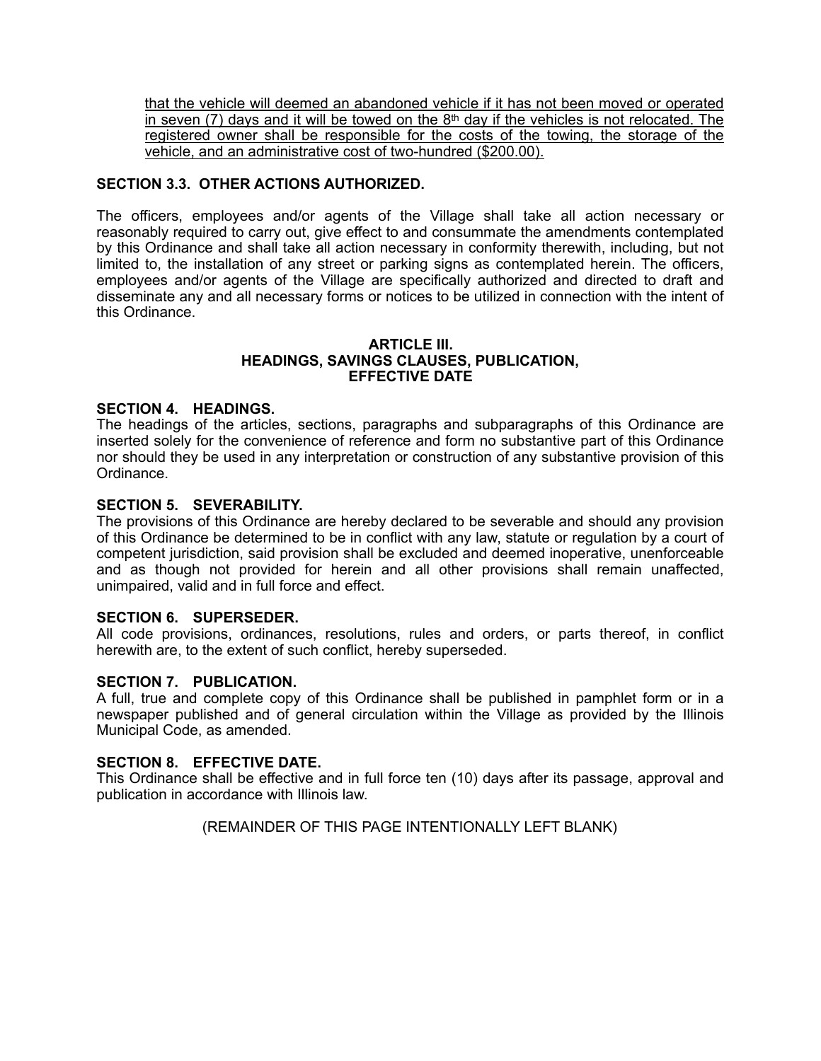<u>that the vehicle will deemed an abandoned vehicle if it has not been moved or operated in seven (7) days and it will be towed on the 8th day if the vehicles is not relocated. The registered owner shall be responsible for the costs of the towing, the storage of the vehicle, and an administrative cost of two-hundred ($200.00).</u>

**SECTION 3.3. OTHER ACTIONS AUTHORIZED.**

The officers, employees and/or agents of the Village shall take all action necessary or reasonably required to carry out, give effect to and consummate the amendments contemplated by this Ordinance and shall take all action necessary in conformity therewith, including, but not limited to, the installation of any street or parking signs as contemplated herein. The officers, employees and/or agents of the Village are specifically authorized and directed to draft and disseminate any and all necessary forms or notices to be utilized in connection with the intent of this Ordinance.

## ARTICLE III.
## HEADINGS, SAVINGS CLAUSES, PUBLICATION, EFFECTIVE DATE

**SECTION 4. HEADINGS.**
The headings of the articles, sections, paragraphs and subparagraphs of this Ordinance are inserted solely for the convenience of reference and form no substantive part of this Ordinance nor should they be used in any interpretation or construction of any substantive provision of this Ordinance.

**SECTION 5. SEVERABILITY.**
The provisions of this Ordinance are hereby declared to be severable and should any provision of this Ordinance be determined to be in conflict with any law, statute or regulation by a court of competent jurisdiction, said provision shall be excluded and deemed inoperative, unenforceable and as though not provided for herein and all other provisions shall remain unaffected, unimpaired, valid and in full force and effect.

**SECTION 6. SUPERSEDER.**
All code provisions, ordinances, resolutions, rules and orders, or parts thereof, in conflict herewith are, to the extent of such conflict, hereby superseded.

**SECTION 7. PUBLICATION.**
A full, true and complete copy of this Ordinance shall be published in pamphlet form or in a newspaper published and of general circulation within the Village as provided by the Illinois Municipal Code, as amended.

**SECTION 8. EFFECTIVE DATE.**
This Ordinance shall be effective and in full force ten (10) days after its passage, approval and publication in accordance with Illinois law.

(REMAINDER OF THIS PAGE INTENTIONALLY LEFT BLANK)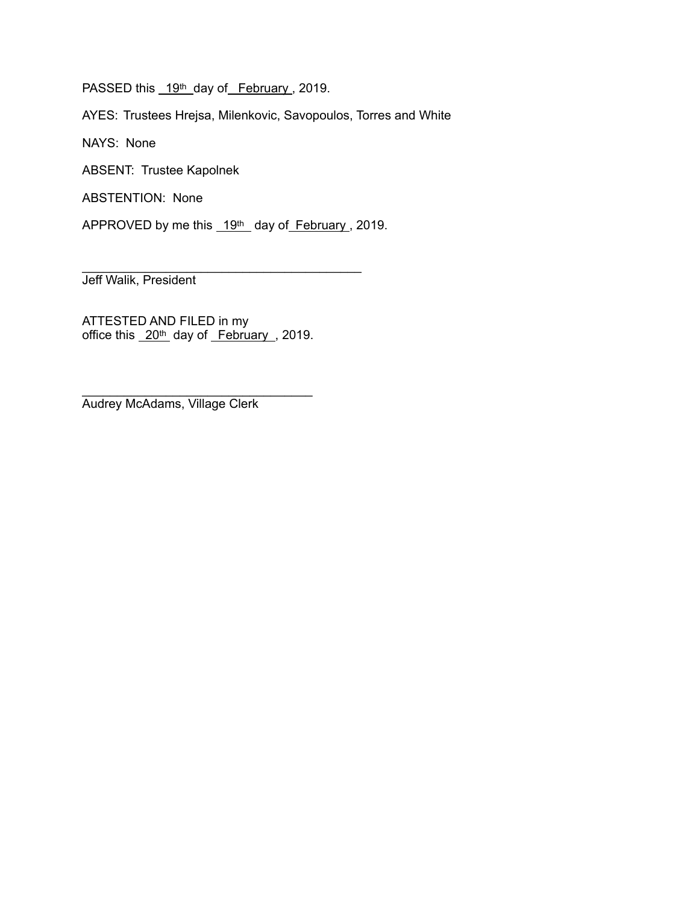PASSED this 19th day of February, 2019.

AYES: Trustees Hrejsa, Milenkovic, Savopoulos, Torres and White

NAYS: None

ABSENT: Trustee Kapolnek

ABSTENTION: None

APPROVED by me this 19th day of February, 2019.

\_\_\_\_\_\_\_\_\_\_\_\_\_\_\_\_\_\_\_\_\_\_\_\_\_\_\_\_\_\_\_\_\_\_\_\_\_\_\_\_

Jeff Walik, President

ATTESTED AND FILED in my
office this 20th day of February, 2019.

\_\_\_\_\_\_\_\_\_\_\_\_\_\_\_\_\_\_\_\_\_\_\_\_\_\_\_\_\_\_\_\_\_\_

Audrey McAdams, Village Clerk